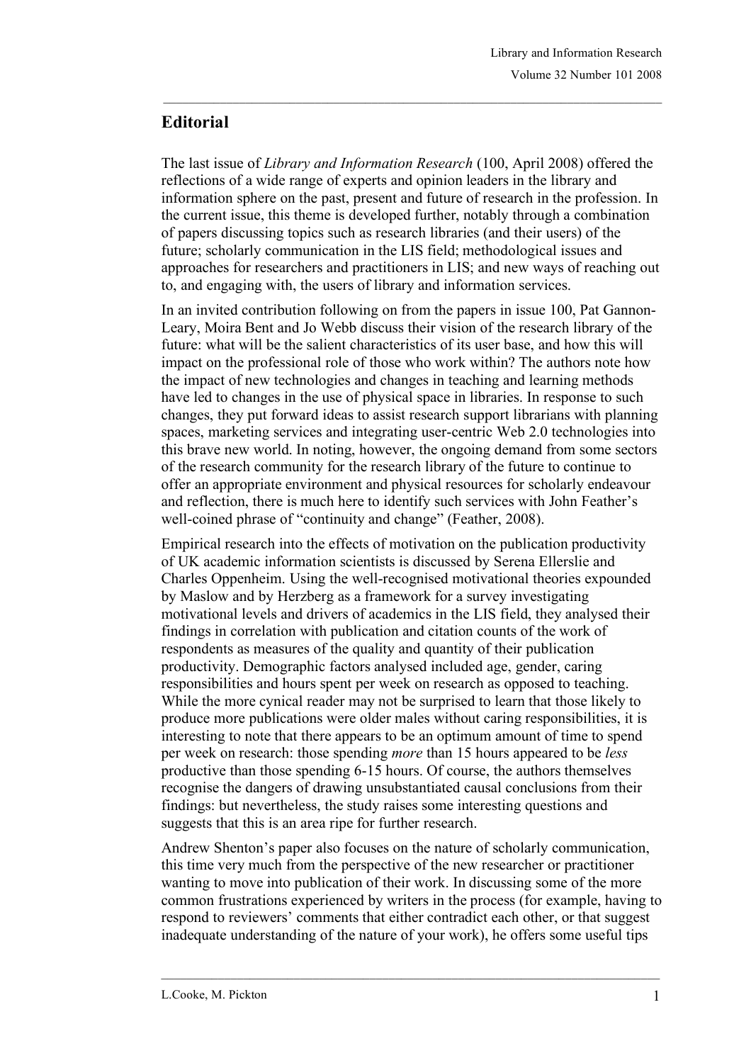## Editorial

The last issue of *Library and Information Research* (100, April 2008) offered the reflections of a wide range of experts and opinion leaders in the library and information sphere on the past, present and future of research in the profession. In the current issue, this theme is developed further, notably through a combination of papers discussing topics such as research libraries (and their users) of the future; scholarly communication in the LIS field; methodological issues and approaches for researchers and practitioners in LIS; and new ways of reaching out to, and engaging with, the users of library and information services.

In an invited contribution following on from the papers in issue 100, Pat Gannon-Leary, Moira Bent and Jo Webb discuss their vision of the research library of the future: what will be the salient characteristics of its user base, and how this will impact on the professional role of those who work within? The authors note how the impact of new technologies and changes in teaching and learning methods have led to changes in the use of physical space in libraries. In response to such changes, they put forward ideas to assist research support librarians with planning spaces, marketing services and integrating user-centric Web 2.0 technologies into this brave new world. In noting, however, the ongoing demand from some sectors of the research community for the research library of the future to continue to offer an appropriate environment and physical resources for scholarly endeavour and reflection, there is much here to identify such services with John Feather's well-coined phrase of "continuity and change" (Feather, 2008).

Empirical research into the effects of motivation on the publication productivity of UK academic information scientists is discussed by Serena Ellerslie and Charles Oppenheim. Using the well-recognised motivational theories expounded by Maslow and by Herzberg as a framework for a survey investigating motivational levels and drivers of academics in the LIS field, they analysed their findings in correlation with publication and citation counts of the work of respondents as measures of the quality and quantity of their publication productivity. Demographic factors analysed included age, gender, caring responsibilities and hours spent per week on research as opposed to teaching. While the more cynical reader may not be surprised to learn that those likely to produce more publications were older males without caring responsibilities, it is interesting to note that there appears to be an optimum amount of time to spend per week on research: those spending *more* than 15 hours appeared to be *less* productive than those spending 6-15 hours. Of course, the authors themselves recognise the dangers of drawing unsubstantiated causal conclusions from their findings: but nevertheless, the study raises some interesting questions and suggests that this is an area ripe for further research.

Andrew Shenton's paper also focuses on the nature of scholarly communication, this time very much from the perspective of the new researcher or practitioner wanting to move into publication of their work. In discussing some of the more common frustrations experienced by writers in the process (for example, having to respond to reviewers' comments that either contradict each other, or that suggest inadequate understanding of the nature of your work), he offers some useful tips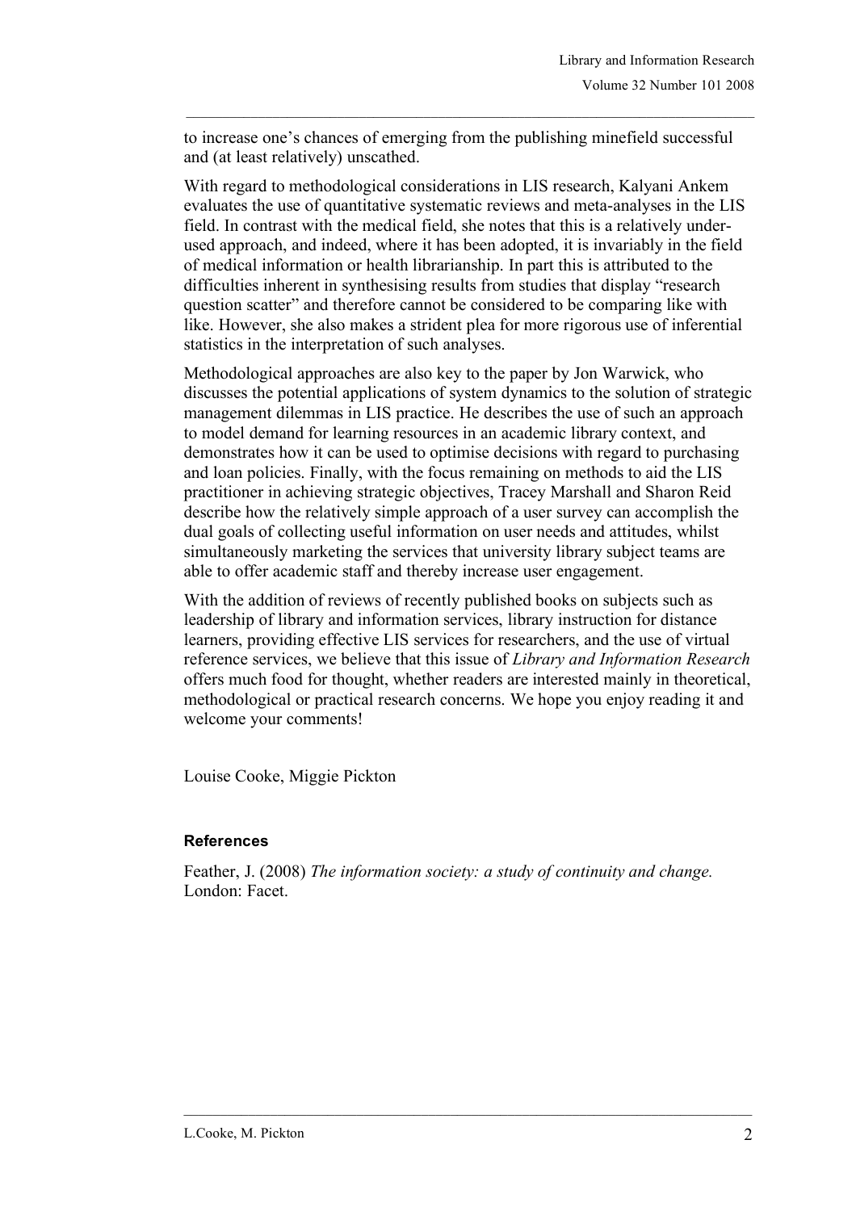to increase one's chances of emerging from the publishing minefield successful and (at least relatively) unscathed.

With regard to methodological considerations in LIS research, Kalyani Ankem evaluates the use of quantitative systematic reviews and meta-analyses in the LIS field. In contrast with the medical field, she notes that this is a relatively under-used approach, and indeed, where it has been adopted, it is invariably in the field of medical information or health librarianship. In part this is attributed to the difficulties inherent in synthesising results from studies that display "research question scatter" and therefore cannot be considered to be comparing like with like. However, she also makes a strident plea for more rigorous use of inferential statistics in the interpretation of such analyses.

Methodological approaches are also key to the paper by Jon Warwick, who discusses the potential applications of system dynamics to the solution of strategic management dilemmas in LIS practice. He describes the use of such an approach to model demand for learning resources in an academic library context, and demonstrates how it can be used to optimise decisions with regard to purchasing and loan policies. Finally, with the focus remaining on methods to aid the LIS practitioner in achieving strategic objectives, Tracey Marshall and Sharon Reid describe how the relatively simple approach of a user survey can accomplish the dual goals of collecting useful information on user needs and attitudes, whilst simultaneously marketing the services that university library subject teams are able to offer academic staff and thereby increase user engagement.

With the addition of reviews of recently published books on subjects such as leadership of library and information services, library instruction for distance learners, providing effective LIS services for researchers, and the use of virtual reference services, we believe that this issue of *Library and Information Research* offers much food for thought, whether readers are interested mainly in theoretical, methodological or practical research concerns. We hope you enjoy reading it and welcome your comments!

Louise Cooke, Miggie Pickton

#### References

Feather, J. (2008) *The information society: a study of continuity and change.* London: Facet.